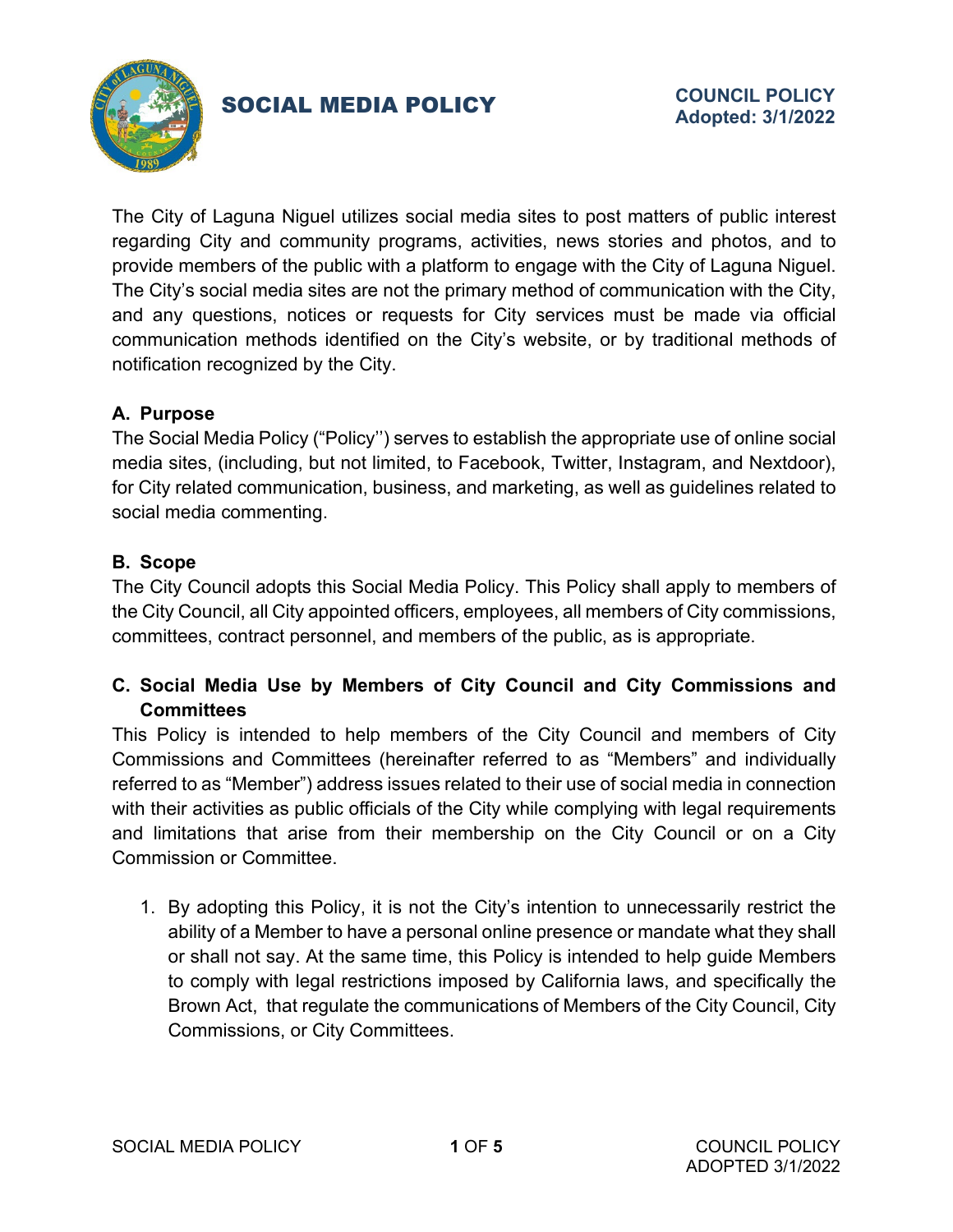# SOCIAL MEDIA POLICY

**COUNCIL POLICY**
**Adopted: 3/1/2022**

The City of Laguna Niguel utilizes social media sites to post matters of public interest regarding City and community programs, activities, news stories and photos, and to provide members of the public with a platform to engage with the City of Laguna Niguel. The City's social media sites are not the primary method of communication with the City, and any questions, notices or requests for City services must be made via official communication methods identified on the City's website, or by traditional methods of notification recognized by the City.

## A. Purpose

The Social Media Policy ("Policy'') serves to establish the appropriate use of online social media sites, (including, but not limited, to Facebook, Twitter, Instagram, and Nextdoor), for City related communication, business, and marketing, as well as guidelines related to social media commenting.

## B. Scope

The City Council adopts this Social Media Policy. This Policy shall apply to members of the City Council, all City appointed officers, employees, all members of City commissions, committees, contract personnel, and members of the public, as is appropriate.

## C. Social Media Use by Members of City Council and City Commissions and Committees

This Policy is intended to help members of the City Council and members of City Commissions and Committees (hereinafter referred to as "Members" and individually referred to as "Member") address issues related to their use of social media in connection with their activities as public officials of the City while complying with legal requirements and limitations that arise from their membership on the City Council or on a City Commission or Committee.

1. By adopting this Policy, it is not the City's intention to unnecessarily restrict the ability of a Member to have a personal online presence or mandate what they shall or shall not say. At the same time, this Policy is intended to help guide Members to comply with legal restrictions imposed by California laws, and specifically the Brown Act, that regulate the communications of Members of the City Council, City Commissions, or City Committees.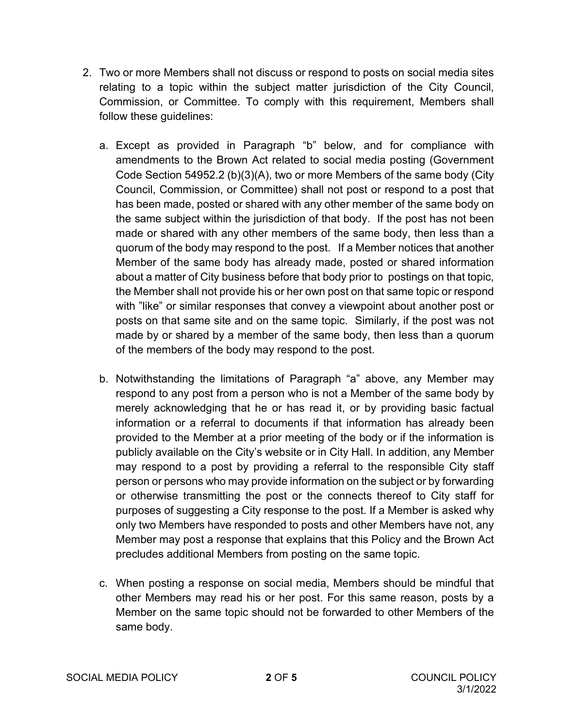2. Two or more Members shall not discuss or respond to posts on social media sites relating to a topic within the subject matter jurisdiction of the City Council, Commission, or Committee. To comply with this requirement, Members shall follow these guidelines:

   a. Except as provided in Paragraph "b" below, and for compliance with amendments to the Brown Act related to social media posting (Government Code Section 54952.2 (b)(3)(A), two or more Members of the same body (City Council, Commission, or Committee) shall not post or respond to a post that has been made, posted or shared with any other member of the same body on the same subject within the jurisdiction of that body. If the post has not been made or shared with any other members of the same body, then less than a quorum of the body may respond to the post. If a Member notices that another Member of the same body has already made, posted or shared information about a matter of City business before that body prior to postings on that topic, the Member shall not provide his or her own post on that same topic or respond with "like" or similar responses that convey a viewpoint about another post or posts on that same site and on the same topic. Similarly, if the post was not made by or shared by a member of the same body, then less than a quorum of the members of the body may respond to the post.

   b. Notwithstanding the limitations of Paragraph "a" above, any Member may respond to any post from a person who is not a Member of the same body by merely acknowledging that he or has read it, or by providing basic factual information or a referral to documents if that information has already been provided to the Member at a prior meeting of the body or if the information is publicly available on the City's website or in City Hall. In addition, any Member may respond to a post by providing a referral to the responsible City staff person or persons who may provide information on the subject or by forwarding or otherwise transmitting the post or the connects thereof to City staff for purposes of suggesting a City response to the post. If a Member is asked why only two Members have responded to posts and other Members have not, any Member may post a response that explains that this Policy and the Brown Act precludes additional Members from posting on the same topic.

   c. When posting a response on social media, Members should be mindful that other Members may read his or her post. For this same reason, posts by a Member on the same topic should not be forwarded to other Members of the same body.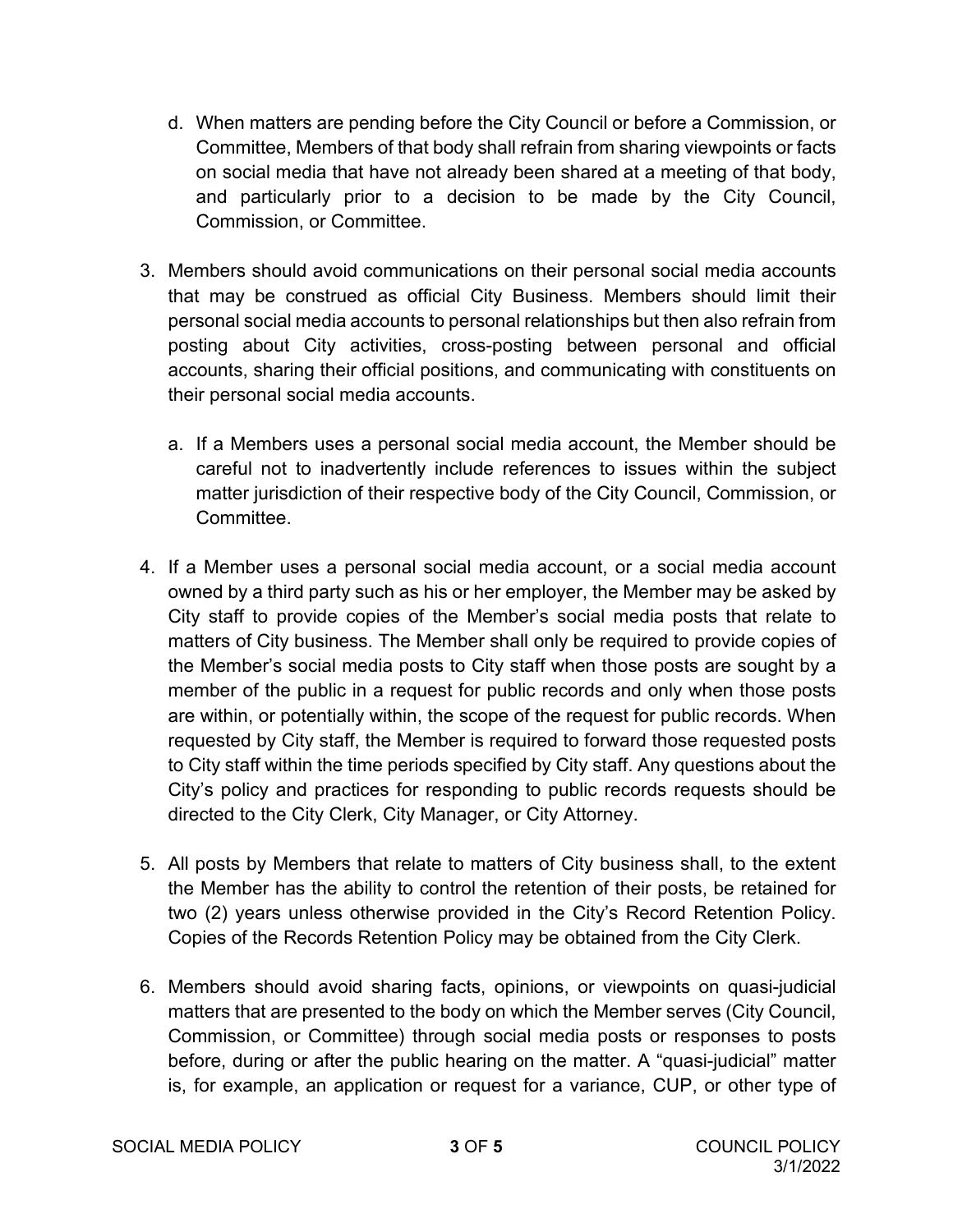d. When matters are pending before the City Council or before a Commission, or Committee, Members of that body shall refrain from sharing viewpoints or facts on social media that have not already been shared at a meeting of that body, and particularly prior to a decision to be made by the City Council, Commission, or Committee.

3. Members should avoid communications on their personal social media accounts that may be construed as official City Business. Members should limit their personal social media accounts to personal relationships but then also refrain from posting about City activities, cross-posting between personal and official accounts, sharing their official positions, and communicating with constituents on their personal social media accounts.

   a. If a Members uses a personal social media account, the Member should be careful not to inadvertently include references to issues within the subject matter jurisdiction of their respective body of the City Council, Commission, or Committee.

4. If a Member uses a personal social media account, or a social media account owned by a third party such as his or her employer, the Member may be asked by City staff to provide copies of the Member's social media posts that relate to matters of City business. The Member shall only be required to provide copies of the Member's social media posts to City staff when those posts are sought by a member of the public in a request for public records and only when those posts are within, or potentially within, the scope of the request for public records. When requested by City staff, the Member is required to forward those requested posts to City staff within the time periods specified by City staff. Any questions about the City's policy and practices for responding to public records requests should be directed to the City Clerk, City Manager, or City Attorney.

5. All posts by Members that relate to matters of City business shall, to the extent the Member has the ability to control the retention of their posts, be retained for two (2) years unless otherwise provided in the City's Record Retention Policy. Copies of the Records Retention Policy may be obtained from the City Clerk.

6. Members should avoid sharing facts, opinions, or viewpoints on quasi-judicial matters that are presented to the body on which the Member serves (City Council, Commission, or Committee) through social media posts or responses to posts before, during or after the public hearing on the matter. A "quasi-judicial" matter is, for example, an application or request for a variance, CUP, or other type of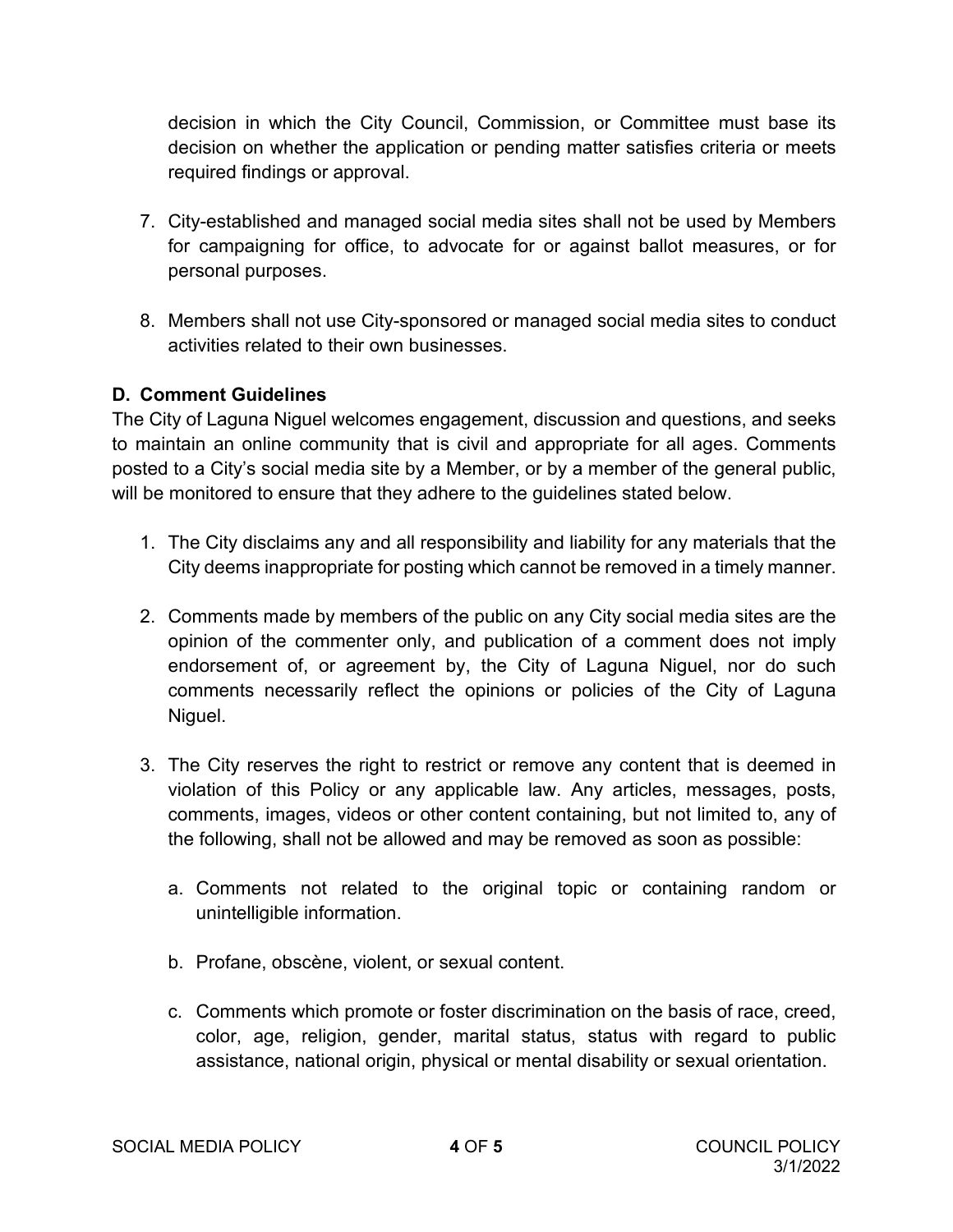decision in which the City Council, Commission, or Committee must base its decision on whether the application or pending matter satisfies criteria or meets required findings or approval.

7. City-established and managed social media sites shall not be used by Members for campaigning for office, to advocate for or against ballot measures, or for personal purposes.

8. Members shall not use City-sponsored or managed social media sites to conduct activities related to their own businesses.

**D. Comment Guidelines**

The City of Laguna Niguel welcomes engagement, discussion and questions, and seeks to maintain an online community that is civil and appropriate for all ages. Comments posted to a City's social media site by a Member, or by a member of the general public, will be monitored to ensure that they adhere to the guidelines stated below.

1. The City disclaims any and all responsibility and liability for any materials that the City deems inappropriate for posting which cannot be removed in a timely manner.

2. Comments made by members of the public on any City social media sites are the opinion of the commenter only, and publication of a comment does not imply endorsement of, or agreement by, the City of Laguna Niguel, nor do such comments necessarily reflect the opinions or policies of the City of Laguna Niguel.

3. The City reserves the right to restrict or remove any content that is deemed in violation of this Policy or any applicable law. Any articles, messages, posts, comments, images, videos or other content containing, but not limited to, any of the following, shall not be allowed and may be removed as soon as possible:

   a. Comments not related to the original topic or containing random or unintelligible information.

   b. Profane, obscène, violent, or sexual content.

   c. Comments which promote or foster discrimination on the basis of race, creed, color, age, religion, gender, marital status, status with regard to public assistance, national origin, physical or mental disability or sexual orientation.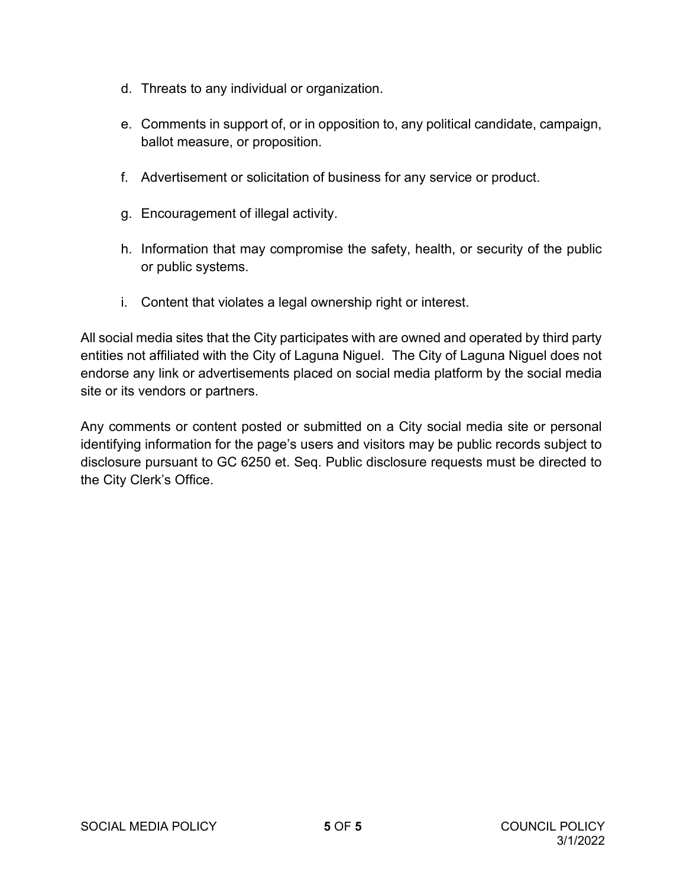d. Threats to any individual or organization.

e. Comments in support of, or in opposition to, any political candidate, campaign, ballot measure, or proposition.

f. Advertisement or solicitation of business for any service or product.

g. Encouragement of illegal activity.

h. Information that may compromise the safety, health, or security of the public or public systems.

i. Content that violates a legal ownership right or interest.

All social media sites that the City participates with are owned and operated by third party entities not affiliated with the City of Laguna Niguel. The City of Laguna Niguel does not endorse any link or advertisements placed on social media platform by the social media site or its vendors or partners.

Any comments or content posted or submitted on a City social media site or personal identifying information for the page's users and visitors may be public records subject to disclosure pursuant to GC 6250 et. Seq. Public disclosure requests must be directed to the City Clerk's Office.